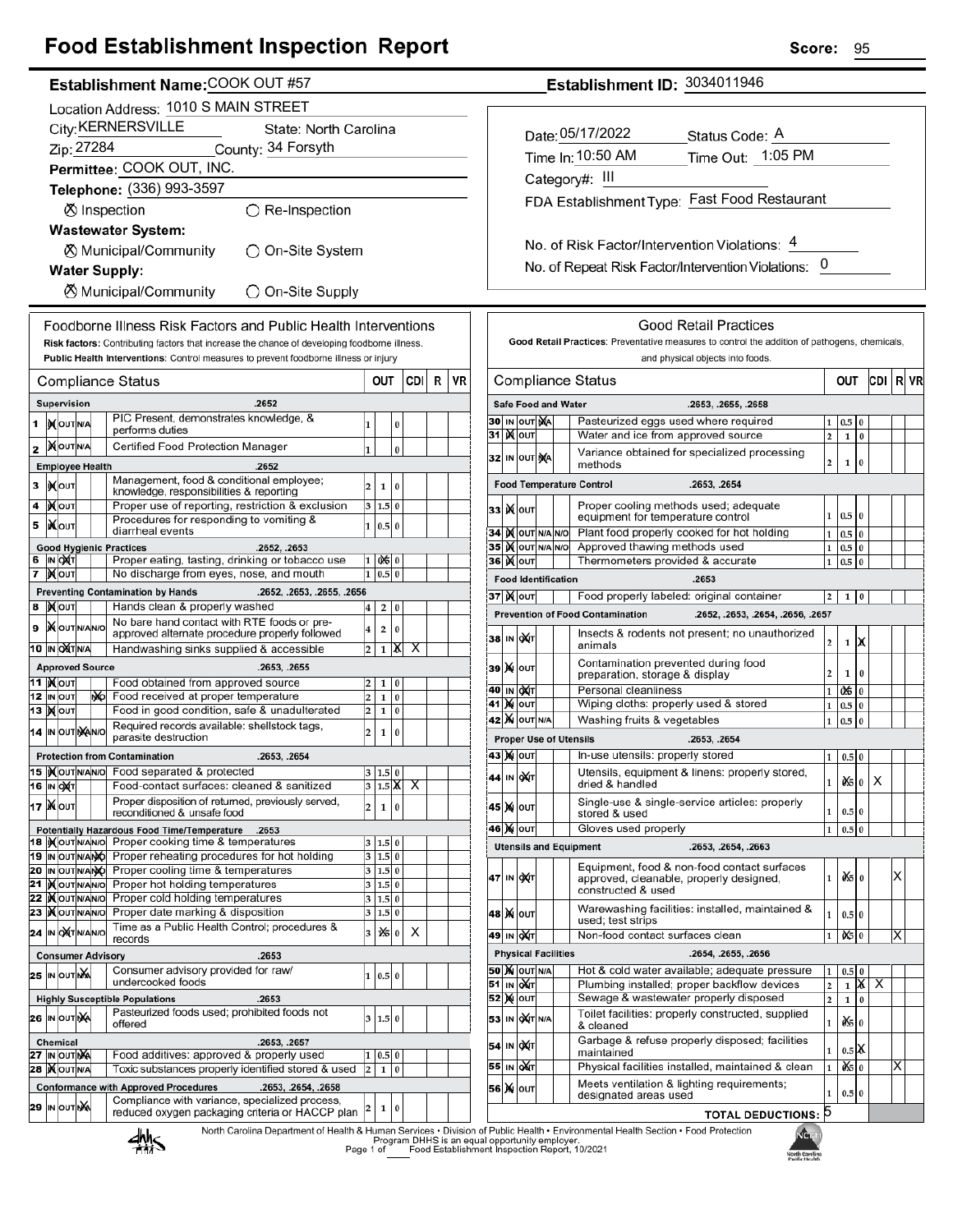# Food Establishment Inspection Report

**Score:** 95

**Establishment Name:** COOK OUT #57
**Establishment ID:** 3034011946

Location Address: 1010 S MAIN STREET
City: KERNERSVILLE  State: North Carolina
Zip: 27284  County: 34 Forsyth
Permittee: COOK OUT, INC.
Telephone: (336) 993-3597

⊗ Inspection  ○ Re-Inspection

**Wastewater System:**
⊗ Municipal/Community  ○ On-Site System

**Water Supply:**
⊗ Municipal/Community  ○ On-Site Supply

Date: 05/17/2022  Status Code: A
Time In: 10:50 AM  Time Out: 1:05 PM
Category#: III
FDA Establishment Type: Fast Food Restaurant

No. of Risk Factor/Intervention Violations: 4
No. of Repeat Risk Factor/Intervention Violations: 0

## Foodborne Illness Risk Factors and Public Health Interventions

**Risk factors:** Contributing factors that increase the chance of developing foodborne illness.
**Public Health Interventions:** Control measures to prevent foodborne illness or injury

| # | Compliance Status | Marked | | OUT | | CDI | R | VR |
|---|---|---|---|---|---|---|---|---|
| | **Supervision** .2652 | | | | | | | |
| 1 | PIC Present, demonstrates knowledge, & performs duties | IN | 1 | | 0 | | | |
| 2 | Certified Food Protection Manager | IN | 1 | | 0 | | | |
| | **Employee Health** .2652 | | | | | | | |
| 3 | Management, food & conditional employee; knowledge, responsibilities & reporting | IN | 2 | 1 | 0 | | | |
| 4 | Proper use of reporting, restriction & exclusion | IN | 3 | 1.5 | 0 | | | |
| 5 | Procedures for responding to vomiting & diarrheal events | IN | 1 | 0.5 | 0 | | | |
| | **Good Hygienic Practices** .2652, .2653 | | | | | | | |
| 6 | Proper eating, tasting, drinking or tobacco use | OUT | 1 | 0.5 (X) | 0 | | | |
| 7 | No discharge from eyes, nose, and mouth | IN | 1 | 0.5 | 0 | | | |
| | **Preventing Contamination by Hands** .2652, .2653, .2655, .2656 | | | | | | | |
| 8 | Hands clean & properly washed | IN | 4 | 2 | 0 | | | |
| 9 | No bare hand contact with RTE foods or pre-approved alternate procedure properly followed | IN | 4 | 2 | 0 | | | |
| 10 | Handwashing sinks supplied & accessible | OUT | 2 | 1 | 0 (X) | X | | |
| | **Approved Source** .2653, .2655 | | | | | | | |
| 11 | Food obtained from approved source | IN | 2 | 1 | 0 | | | |
| 12 | Food received at proper temperature | N/O | 2 | 1 | 0 | | | |
| 13 | Food in good condition, safe & unadulterated | IN | 2 | 1 | 0 | | | |
| 14 | Required records available: shellstock tags, parasite destruction | N/A | 2 | 1 | 0 | | | |
| | **Protection from Contamination** .2653, .2654 | | | | | | | |
| 15 | Food separated & protected | IN | 3 | 1.5 | 0 | | | |
| 16 | Food-contact surfaces: cleaned & sanitized | OUT | 3 | 1.5 | 0 (X) | X | | |
| 17 | Proper disposition of returned, previously served, reconditioned & unsafe food | IN | 2 | 1 | 0 | | | |
| | **Potentially Hazardous Food Time/Temperature** .2653 | | | | | | | |
| 18 | Proper cooking time & temperatures | IN | 3 | 1.5 | 0 | | | |
| 19 | Proper reheating procedures for hot holding | N/O | 3 | 1.5 | 0 | | | |
| 20 | Proper cooling time & temperatures | N/O | 3 | 1.5 | 0 | | | |
| 21 | Proper hot holding temperatures | IN | 3 | 1.5 | 0 | | | |
| 22 | Proper cold holding temperatures | IN | 3 | 1.5 | 0 | | | |
| 23 | Proper date marking & disposition | IN | 3 | 1.5 | 0 | | | |
| 24 | Time as a Public Health Control; procedures & records | OUT | 3 | 1.5 (X) | 0 | X | | |
| | **Consumer Advisory** .2653 | | | | | | | |
| 25 | Consumer advisory provided for raw/undercooked foods | N/A | 1 | 0.5 | 0 | | | |
| | **Highly Susceptible Populations** .2653 | | | | | | | |
| 26 | Pasteurized foods used; prohibited foods not offered | N/A | 3 | 1.5 | 0 | | | |
| | **Chemical** .2653, .2657 | | | | | | | |
| 27 | Food additives: approved & properly used | N/A | 1 | 0.5 | 0 | | | |
| 28 | Toxic substances properly identified stored & used | IN | 2 | 1 | 0 | | | |
| | **Conformance with Approved Procedures** .2653, .2654, .2658 | | | | | | | |
| 29 | Compliance with variance, specialized process, reduced oxygen packaging criteria or HACCP plan | N/A | 2 | 1 | 0 | | | |

## Good Retail Practices

**Good Retail Practices:** Preventative measures to control the addition of pathogens, chemicals, and physical objects into foods.

| # | Compliance Status | Marked | | OUT | | CDI | R | VR |
|---|---|---|---|---|---|---|---|---|
| | **Safe Food and Water** .2653, .2655, .2658 | | | | | | | |
| 30 | Pasteurized eggs used where required | N/A | 1 | 0.5 | 0 | | | |
| 31 | Water and ice from approved source | IN | 2 | 1 | 0 | | | |
| 32 | Variance obtained for specialized processing methods | N/A | 2 | 1 | 0 | | | |
| | **Food Temperature Control** .2653, .2654 | | | | | | | |
| 33 | Proper cooling methods used; adequate equipment for temperature control | IN | 1 | 0.5 | 0 | | | |
| 34 | Plant food properly cooked for hot holding | IN | 1 | 0.5 | 0 | | | |
| 35 | Approved thawing methods used | IN | 1 | 0.5 | 0 | | | |
| 36 | Thermometers provided & accurate | IN | 1 | 0.5 | 0 | | | |
| | **Food Identification** .2653 | | | | | | | |
| 37 | Food properly labeled: original container | IN | 2 | 1 | 0 | | | |
| | **Prevention of Food Contamination** .2652, .2653, .2654, .2656, .2657 | | | | | | | |
| 38 | Insects & rodents not present; no unauthorized animals | OUT | 2 | 1 | 0 (X) | | | |
| 39 | Contamination prevented during food preparation, storage & display | IN | 2 | 1 | 0 | | | |
| 40 | Personal cleanliness | OUT | 1 | 0.5 (X) | 0 | | | |
| 41 | Wiping cloths: properly used & stored | IN | 1 | 0.5 | 0 | | | |
| 42 | Washing fruits & vegetables | IN | 1 | 0.5 | 0 | | | |
| | **Proper Use of Utensils** .2653, .2654 | | | | | | | |
| 43 | In-use utensils: properly stored | IN | 1 | 0.5 | 0 | | | |
| 44 | Utensils, equipment & linens: properly stored, dried & handled | OUT | 1 (X) | 0.5 | 0 | X | | |
| 45 | Single-use & single-service articles: properly stored & used | IN | 1 | 0.5 | 0 | | | |
| 46 | Gloves used properly | IN | 1 | 0.5 | 0 | | | |
| | **Utensils and Equipment** .2653, .2654, .2663 | | | | | | | |
| 47 | Equipment, food & non-food contact surfaces approved, cleanable, properly designed, constructed & used | OUT | 1 (X) | 0.5 | 0 | | | X |
| 48 | Warewashing facilities: installed, maintained & used; test strips | IN | 1 | 0.5 | 0 | | | |
| 49 | Non-food contact surfaces clean | OUT | 1 | 0.5 (X) | 0 | | | X |
| | **Physical Facilities** .2654, .2655, .2656 | | | | | | | |
| 50 | Hot & cold water available; adequate pressure | IN | 1 | 0.5 | 0 | | | |
| 51 | Plumbing installed; proper backflow devices | OUT | 2 | 1 | 0 (X) | X | | |
| 52 | Sewage & wastewater properly disposed | IN | 2 | 1 | 0 | | | |
| 53 | Toilet facilities: properly constructed, supplied & cleaned | OUT | 1 (X) | 0.5 | 0 | | | |
| 54 | Garbage & refuse properly disposed; facilities maintained | OUT | 1 | 0.5 | 0 (X) | | | |
| 55 | Physical facilities installed, maintained & clean | OUT | 1 | 0.5 (X) | 0 | | | X |
| 56 | Meets ventilation & lighting requirements; designated areas used | IN | 1 | 0.5 | 0 | | | |
| | **TOTAL DEDUCTIONS:** | 5 | | | | | | |

North Carolina Department of Health & Human Services • Division of Public Health • Environmental Health Section • Food Protection Program DHHS is an equal opportunity employer.
Food Establishment Inspection Report, 10/2021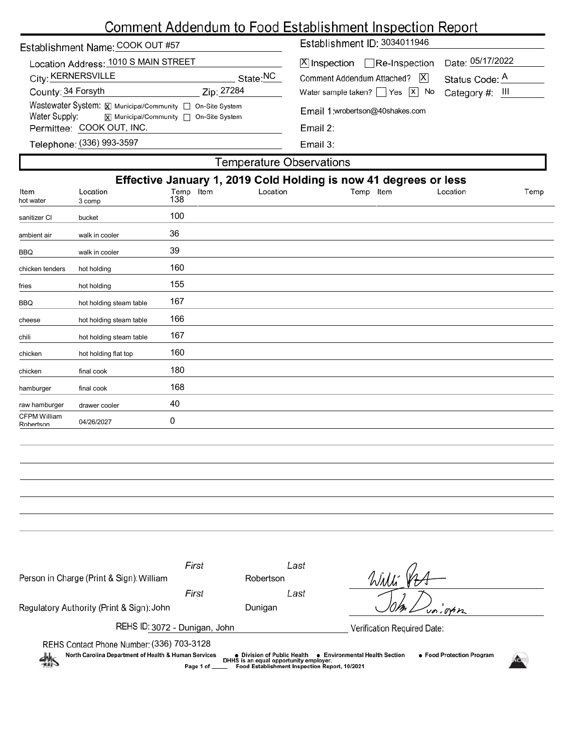# Comment Addendum to Food Establishment Inspection Report

Establishment Name: COOK OUT #57

Location Address: 1010 S MAIN STREET

City: KERNERSVILLE State: NC

County: 34 Forsyth Zip: 27284

Wastewater System: [X] Municipal/Community [ ] On-Site System

Water Supply: [X] Municipal/Community [ ] On-Site System

Permittee: COOK OUT, INC.

Telephone: (336) 993-3597

Establishment ID: 3034011946

[X] Inspection [ ] Re-Inspection Date: 05/17/2022

Comment Addendum Attached? [X] Status Code: A

Water sample taken? [ ] Yes [X] No Category #: III

Email 1: wrobertson@40shakes.com

Email 2:

Email 3:

## Temperature Observations

### Effective January 1, 2019 Cold Holding is now 41 degrees or less

| Item | Location | Temp | Item | Location | Temp | Item | Location | Temp |
|---|---|---|---|---|---|---|---|---|
| hot water | 3 comp | 138 | | | | | | |
| sanitizer Cl | bucket | 100 | | | | | | |
| ambient air | walk in cooler | 36 | | | | | | |
| BBQ | walk in cooler | 39 | | | | | | |
| chicken tenders | hot holding | 160 | | | | | | |
| fries | hot holding | 155 | | | | | | |
| BBQ | hot holding steam table | 167 | | | | | | |
| cheese | hot holding steam table | 166 | | | | | | |
| chili | hot holding steam table | 167 | | | | | | |
| chicken | hot holding flat top | 160 | | | | | | |
| chicken | final cook | 180 | | | | | | |
| hamburger | final cook | 168 | | | | | | |
| raw hamburger | drawer cooler | 40 | | | | | | |
| CFPM William Robertson | 04/26/2027 | 0 | | | | | | |

Person in Charge (Print & Sign): First William Last Robertson

Regulatory Authority (Print & Sign): First John Last Dunigan

REHS ID: 3072 - Dunigan, John

Verification Required Date:

REHS Contact Phone Number: (336) 703-3128

North Carolina Department of Health & Human Services • Division of Public Health • Environmental Health Section • Food Protection Program

DHHS is an equal opportunity employer.

Food Establishment Inspection Report, 10/2021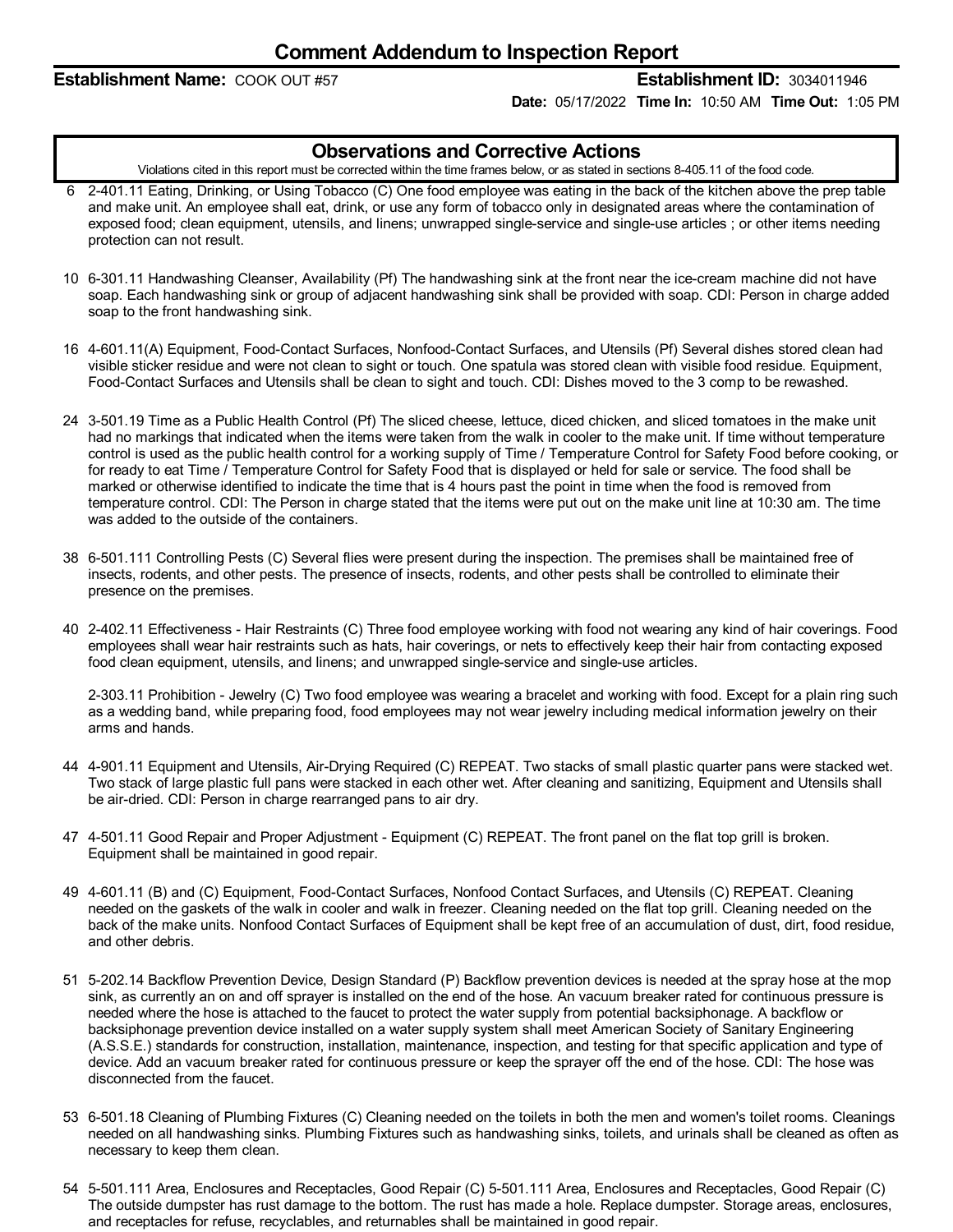# Comment Addendum to Inspection Report

**Establishment Name:** COOK OUT #57 **Establishment ID:** 3034011946

**Date:** 05/17/2022 **Time In:** 10:50 AM **Time Out:** 1:05 PM

## Observations and Corrective Actions

Violations cited in this report must be corrected within the time frames below, or as stated in sections 8-405.11 of the food code.

6 2-401.11 Eating, Drinking, or Using Tobacco (C) One food employee was eating in the back of the kitchen above the prep table and make unit. An employee shall eat, drink, or use any form of tobacco only in designated areas where the contamination of exposed food; clean equipment, utensils, and linens; unwrapped single-service and single-use articles ; or other items needing protection can not result.

10 6-301.11 Handwashing Cleanser, Availability (Pf) The handwashing sink at the front near the ice-cream machine did not have soap. Each handwashing sink or group of adjacent handwashing sink shall be provided with soap. CDI: Person in charge added soap to the front handwashing sink.

16 4-601.11(A) Equipment, Food-Contact Surfaces, Nonfood-Contact Surfaces, and Utensils (Pf) Several dishes stored clean had visible sticker residue and were not clean to sight or touch. One spatula was stored clean with visible food residue. Equipment, Food-Contact Surfaces and Utensils shall be clean to sight and touch. CDI: Dishes moved to the 3 comp to be rewashed.

24 3-501.19 Time as a Public Health Control (Pf) The sliced cheese, lettuce, diced chicken, and sliced tomatoes in the make unit had no markings that indicated when the items were taken from the walk in cooler to the make unit. If time without temperature control is used as the public health control for a working supply of Time / Temperature Control for Safety Food before cooking, or for ready to eat Time / Temperature Control for Safety Food that is displayed or held for sale or service. The food shall be marked or otherwise identified to indicate the time that is 4 hours past the point in time when the food is removed from temperature control. CDI: The Person in charge stated that the items were put out on the make unit line at 10:30 am. The time was added to the outside of the containers.

38 6-501.111 Controlling Pests (C) Several flies were present during the inspection. The premises shall be maintained free of insects, rodents, and other pests. The presence of insects, rodents, and other pests shall be controlled to eliminate their presence on the premises.

40 2-402.11 Effectiveness - Hair Restraints (C) Three food employee working with food not wearing any kind of hair coverings. Food employees shall wear hair restraints such as hats, hair coverings, or nets to effectively keep their hair from contacting exposed food clean equipment, utensils, and linens; and unwrapped single-service and single-use articles.

2-303.11 Prohibition - Jewelry (C) Two food employee was wearing a bracelet and working with food. Except for a plain ring such as a wedding band, while preparing food, food employees may not wear jewelry including medical information jewelry on their arms and hands.

44 4-901.11 Equipment and Utensils, Air-Drying Required (C) REPEAT. Two stacks of small plastic quarter pans were stacked wet. Two stack of large plastic full pans were stacked in each other wet. After cleaning and sanitizing, Equipment and Utensils shall be air-dried. CDI: Person in charge rearranged pans to air dry.

47 4-501.11 Good Repair and Proper Adjustment - Equipment (C) REPEAT. The front panel on the flat top grill is broken. Equipment shall be maintained in good repair.

49 4-601.11 (B) and (C) Equipment, Food-Contact Surfaces, Nonfood Contact Surfaces, and Utensils (C) REPEAT. Cleaning needed on the gaskets of the walk in cooler and walk in freezer. Cleaning needed on the flat top grill. Cleaning needed on the back of the make units. Nonfood Contact Surfaces of Equipment shall be kept free of an accumulation of dust, dirt, food residue, and other debris.

51 5-202.14 Backflow Prevention Device, Design Standard (P) Backflow prevention devices is needed at the spray hose at the mop sink, as currently an on and off sprayer is installed on the end of the hose. An vacuum breaker rated for continuous pressure is needed where the hose is attached to the faucet to protect the water supply from potential backsiphonage. A backflow or backsiphonage prevention device installed on a water supply system shall meet American Society of Sanitary Engineering (A.S.S.E.) standards for construction, installation, maintenance, inspection, and testing for that specific application and type of device. Add an vacuum breaker rated for continuous pressure or keep the sprayer off the end of the hose. CDI: The hose was disconnected from the faucet.

53 6-501.18 Cleaning of Plumbing Fixtures (C) Cleaning needed on the toilets in both the men and women's toilet rooms. Cleanings needed on all handwashing sinks. Plumbing Fixtures such as handwashing sinks, toilets, and urinals shall be cleaned as often as necessary to keep them clean.

54 5-501.111 Area, Enclosures and Receptacles, Good Repair (C) 5-501.111 Area, Enclosures and Receptacles, Good Repair (C) The outside dumpster has rust damage to the bottom. The rust has made a hole. Replace dumpster. Storage areas, enclosures, and receptacles for refuse, recyclables, and returnables shall be maintained in good repair.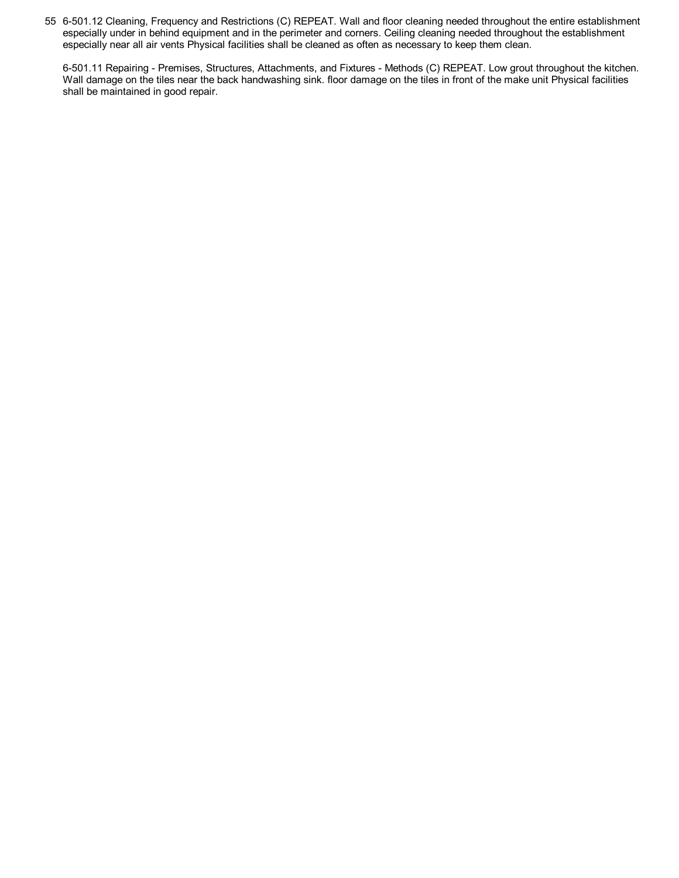55 6-501.12 Cleaning, Frequency and Restrictions (C) REPEAT. Wall and floor cleaning needed throughout the entire establishment especially under in behind equipment and in the perimeter and corners. Ceiling cleaning needed throughout the establishment especially near all air vents Physical facilities shall be cleaned as often as necessary to keep them clean.

6-501.11 Repairing - Premises, Structures, Attachments, and Fixtures - Methods (C) REPEAT. Low grout throughout the kitchen. Wall damage on the tiles near the back handwashing sink. floor damage on the tiles in front of the make unit Physical facilities shall be maintained in good repair.